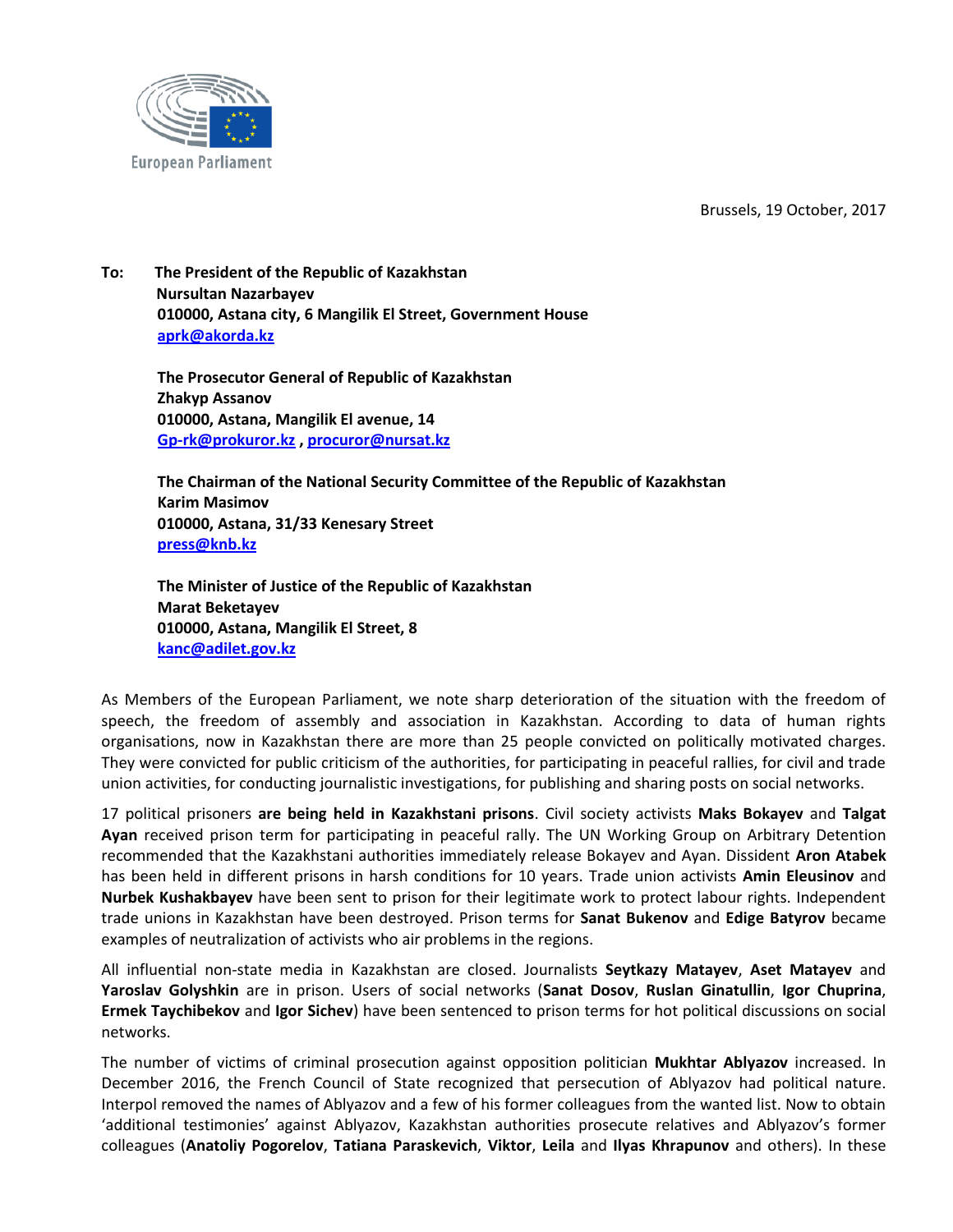European Parliament

Brussels, 19 October, 2017

**To: The President of the Republic of Kazakhstan**
**Nursultan Nazarbayev**
**010000, Astana city, 6 Mangilik El Street, Government House**
**aprk@akorda.kz**

**The Prosecutor General of Republic of Kazakhstan**
**Zhakyp Assanov**
**010000, Astana, Mangilik El avenue, 14**
**Gp-rk@prokuror.kz , procuror@nursat.kz**

**The Chairman of the National Security Committee of the Republic of Kazakhstan**
**Karim Masimov**
**010000, Astana, 31/33 Kenesary Street**
**press@knb.kz**

**The Minister of Justice of the Republic of Kazakhstan**
**Marat Beketayev**
**010000, Astana, Mangilik El Street, 8**
**kanc@adilet.gov.kz**

As Members of the European Parliament, we note sharp deterioration of the situation with the freedom of speech, the freedom of assembly and association in Kazakhstan. According to data of human rights organisations, now in Kazakhstan there are more than 25 people convicted on politically motivated charges. They were convicted for public criticism of the authorities, for participating in peaceful rallies, for civil and trade union activities, for conducting journalistic investigations, for publishing and sharing posts on social networks.

17 political prisoners **are being held in Kazakhstani prisons**. Civil society activists **Maks Bokayev** and **Talgat Ayan** received prison term for participating in peaceful rally. The UN Working Group on Arbitrary Detention recommended that the Kazakhstani authorities immediately release Bokayev and Ayan. Dissident **Aron Atabek** has been held in different prisons in harsh conditions for 10 years. Trade union activists **Amin Eleusinov** and **Nurbek Kushakbayev** have been sent to prison for their legitimate work to protect labour rights. Independent trade unions in Kazakhstan have been destroyed. Prison terms for **Sanat Bukenov** and Edige Batyrov became examples of neutralization of activists who air problems in the regions.

All influential non-state media in Kazakhstan are closed. Journalists **Seytkazy Matayev**, **Aset Matayev** and **Yaroslav Golyshkin** are in prison. Users of social networks (**Sanat Dosov**, **Ruslan Ginatullin**, **Igor Chuprina**, **Ermek Taychibekov** and **Igor Sichev**) have been sentenced to prison terms for hot political discussions on social networks.

The number of victims of criminal prosecution against opposition politician **Mukhtar Ablyazov** increased. In December 2016, the French Council of State recognized that persecution of Ablyazov had political nature. Interpol removed the names of Ablyazov and a few of his former colleagues from the wanted list. Now to obtain 'additional testimonies' against Ablyazov, Kazakhstan authorities prosecute relatives and Ablyazov's former colleagues (**Anatoliy Pogorelov**, **Tatiana Paraskevich**, **Viktor**, **Leila** and **Ilyas Khrapunov** and others). In these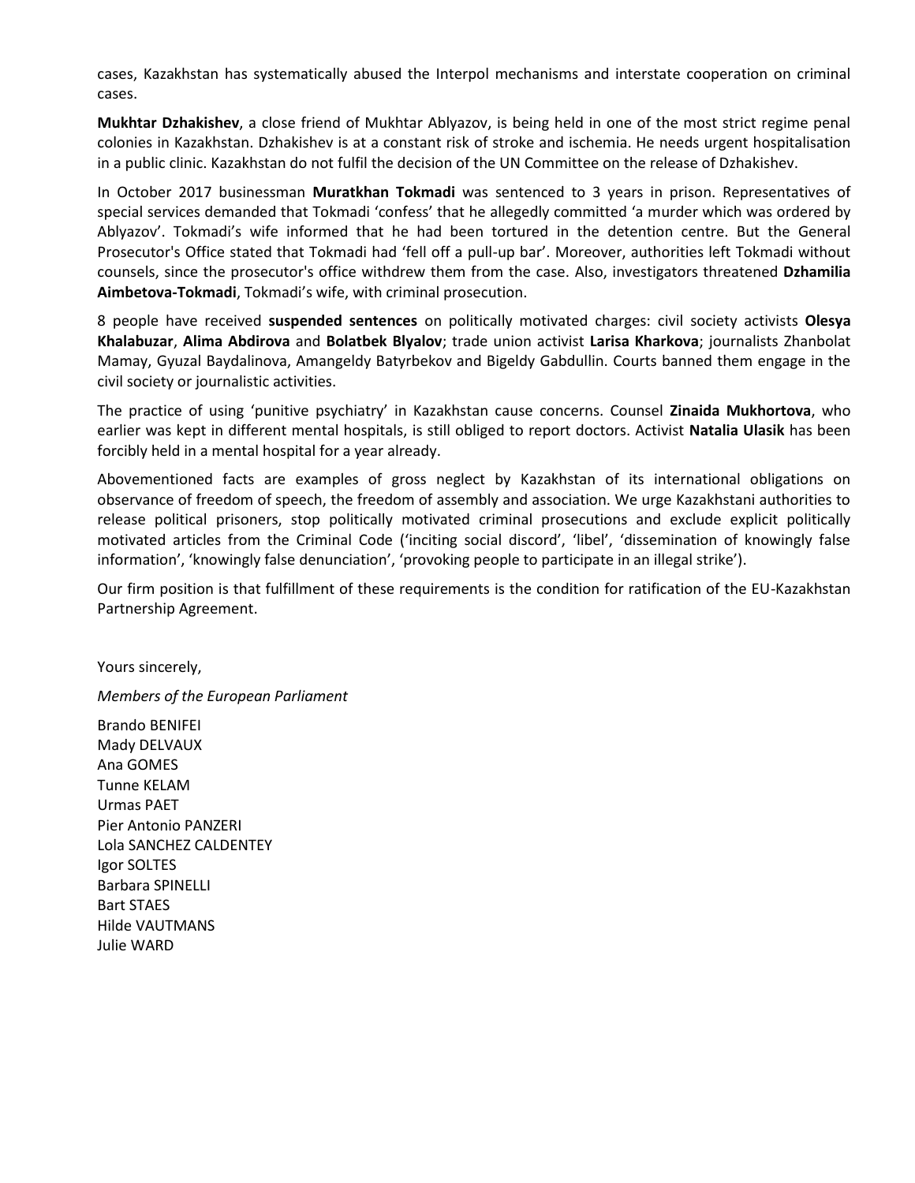cases, Kazakhstan has systematically abused the Interpol mechanisms and interstate cooperation on criminal cases.

**Mukhtar Dzhakishev**, a close friend of Mukhtar Ablyazov, is being held in one of the most strict regime penal colonies in Kazakhstan. Dzhakishev is at a constant risk of stroke and ischemia. He needs urgent hospitalisation in a public clinic. Kazakhstan do not fulfil the decision of the UN Committee on the release of Dzhakishev.

In October 2017 businessman **Muratkhan Tokmadi** was sentenced to 3 years in prison. Representatives of special services demanded that Tokmadi 'confess' that he allegedly committed 'a murder which was ordered by Ablyazov'. Tokmadi's wife informed that he had been tortured in the detention centre. But the General Prosecutor's Office stated that Tokmadi had 'fell off a pull-up bar'. Moreover, authorities left Tokmadi without counsels, since the prosecutor's office withdrew them from the case. Also, investigators threatened **Dzhamilia Aimbetova-Tokmadi**, Tokmadi's wife, with criminal prosecution.

8 people have received **suspended sentences** on politically motivated charges: civil society activists **Olesya Khalabuzar**, **Alima Abdirova** and **Bolatbek Blyalov**; trade union activist **Larisa Kharkova**; journalists Zhanbolat Mamay, Gyuzal Baydalinova, Amangeldy Batyrbekov and Bigeldy Gabdullin. Courts banned them engage in the civil society or journalistic activities.

The practice of using 'punitive psychiatry' in Kazakhstan cause concerns. Counsel **Zinaida Mukhortova**, who earlier was kept in different mental hospitals, is still obliged to report doctors. Activist **Natalia Ulasik** has been forcibly held in a mental hospital for a year already.

Abovementioned facts are examples of gross neglect by Kazakhstan of its international obligations on observance of freedom of speech, the freedom of assembly and association. We urge Kazakhstani authorities to release political prisoners, stop politically motivated criminal prosecutions and exclude explicit politically motivated articles from the Criminal Code ('inciting social discord', 'libel', 'dissemination of knowingly false information', 'knowingly false denunciation', 'provoking people to participate in an illegal strike').

Our firm position is that fulfillment of these requirements is the condition for ratification of the EU-Kazakhstan Partnership Agreement.

Yours sincerely,

*Members of the European Parliament*

Brando BENIFEI
Mady DELVAUX
Ana GOMES
Tunne KELAM
Urmas PAET
Pier Antonio PANZERI
Lola SANCHEZ CALDENTEY
Igor SOLTES
Barbara SPINELLI
Bart STAES
Hilde VAUTMANS
Julie WARD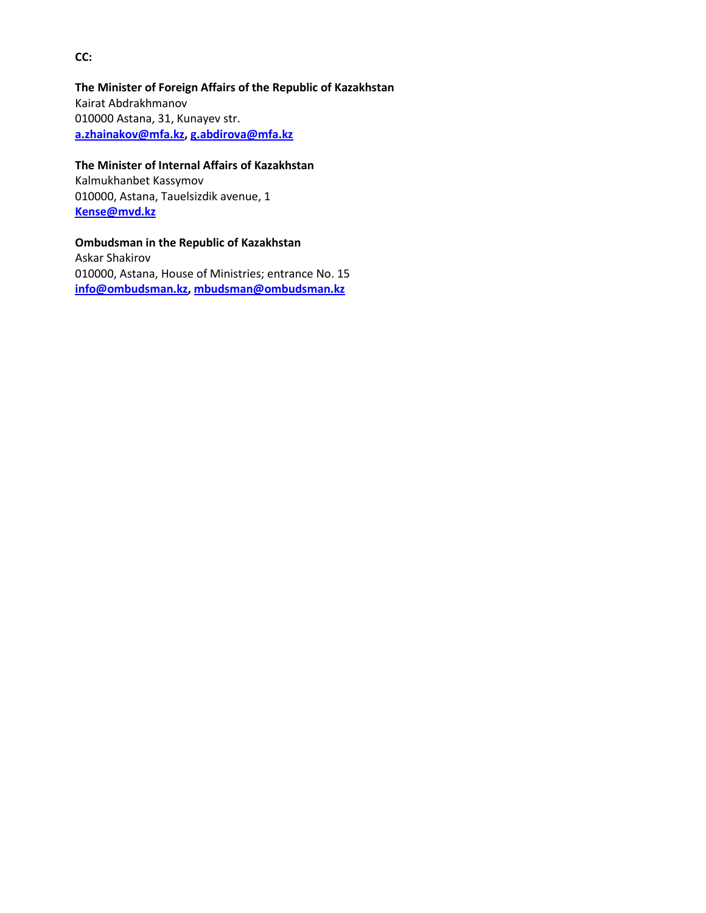**CC:**

**The Minister of Foreign Affairs of the Republic of Kazakhstan**
Kairat Abdrakhmanov
010000 Astana, 31, Kunayev str.
**a.zhainakov@mfa.kz, g.abdirova@mfa.kz**

**The Minister of Internal Affairs of Kazakhstan**
Kalmukhanbet Kassymov
010000, Astana, Tauelsizdik avenue, 1
**Kense@mvd.kz**

**Ombudsman in the Republic of Kazakhstan**
Askar Shakirov
010000, Astana, House of Ministries; entrance No. 15
**info@ombudsman.kz, mbudsman@ombudsman.kz**